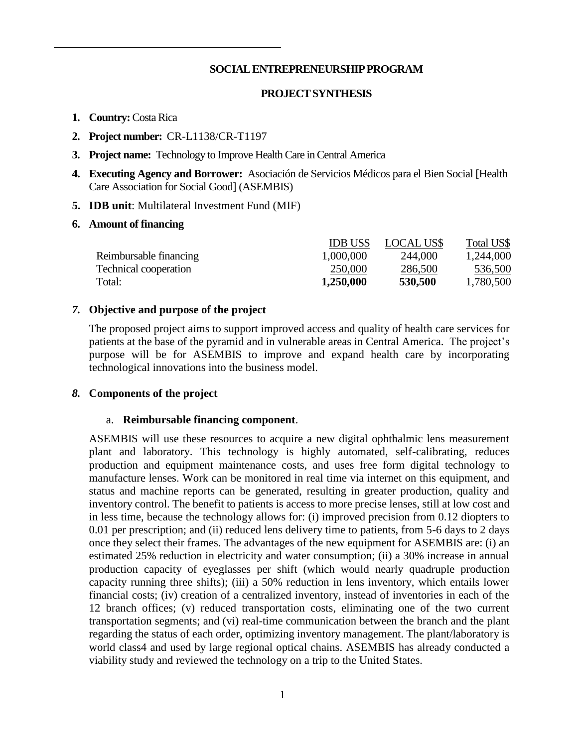## SOCIAL ENTREPRENEURSHIP PROGRAM

## PROJECT SYNTHESIS

1. **Country:** Costa Rica
2. **Project number:** CR-L1138/CR-T1197
3. **Project name:** Technology to Improve Health Care in Central America
4. **Executing Agency and Borrower:** Asociación de Servicios Médicos para el Bien Social [Health Care Association for Social Good] (ASEMBIS)
5. **IDB unit**: Multilateral Investment Fund (MIF)
6. **Amount of financing**

| | IDB US$ | LOCAL US$ | Total US$ |
|---|---|---|---|
| Reimbursable financing | 1,000,000 | 244,000 | 1,244,000 |
| Technical cooperation | 250,000 | 286,500 | 536,500 |
| Total: | **1,250,000** | **530,500** | 1,780,500 |

### 7. Objective and purpose of the project

The proposed project aims to support improved access and quality of health care services for patients at the base of the pyramid and in vulnerable areas in Central America. The project's purpose will be for ASEMBIS to improve and expand health care by incorporating technological innovations into the business model.

### 8. Components of the project

a. **Reimbursable financing component**.

ASEMBIS will use these resources to acquire a new digital ophthalmic lens measurement plant and laboratory. This technology is highly automated, self-calibrating, reduces production and equipment maintenance costs, and uses free form digital technology to manufacture lenses. Work can be monitored in real time via internet on this equipment, and status and machine reports can be generated, resulting in greater production, quality and inventory control. The benefit to patients is access to more precise lenses, still at low cost and in less time, because the technology allows for: (i) improved precision from 0.12 diopters to 0.01 per prescription; and (ii) reduced lens delivery time to patients, from 5-6 days to 2 days once they select their frames. The advantages of the new equipment for ASEMBIS are: (i) an estimated 25% reduction in electricity and water consumption; (ii) a 30% increase in annual production capacity of eyeglasses per shift (which would nearly quadruple production capacity running three shifts); (iii) a 50% reduction in lens inventory, which entails lower financial costs; (iv) creation of a centralized inventory, instead of inventories in each of the 12 branch offices; (v) reduced transportation costs, eliminating one of the two current transportation segments; and (vi) real-time communication between the branch and the plant regarding the status of each order, optimizing inventory management. The plant/laboratory is world class4 and used by large regional optical chains. ASEMBIS has already conducted a viability study and reviewed the technology on a trip to the United States.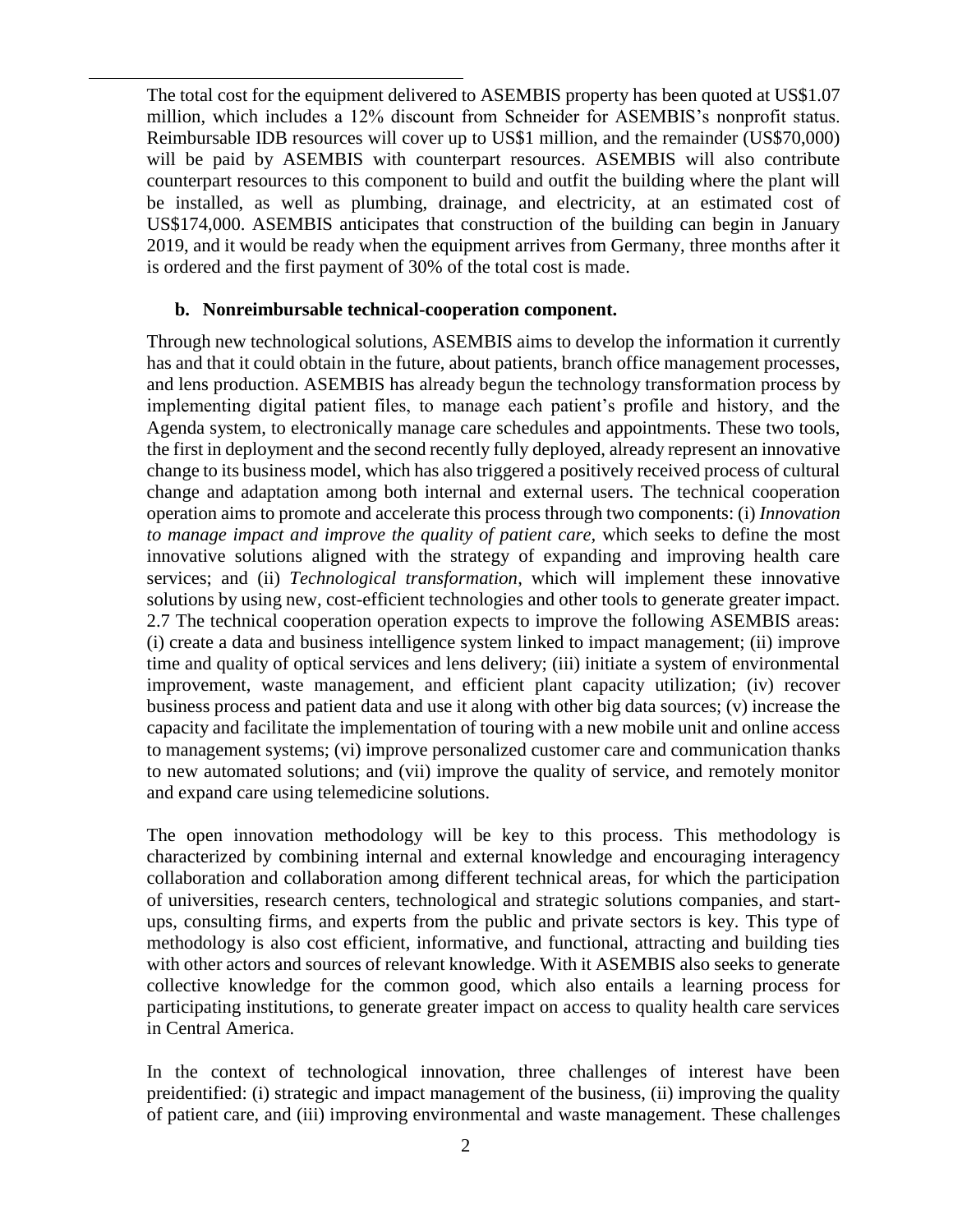The total cost for the equipment delivered to ASEMBIS property has been quoted at US$1.07 million, which includes a 12% discount from Schneider for ASEMBIS's nonprofit status. Reimbursable IDB resources will cover up to US$1 million, and the remainder (US$70,000) will be paid by ASEMBIS with counterpart resources. ASEMBIS will also contribute counterpart resources to this component to build and outfit the building where the plant will be installed, as well as plumbing, drainage, and electricity, at an estimated cost of US$174,000. ASEMBIS anticipates that construction of the building can begin in January 2019, and it would be ready when the equipment arrives from Germany, three months after it is ordered and the first payment of 30% of the total cost is made.

**b. Nonreimbursable technical-cooperation component.**

Through new technological solutions, ASEMBIS aims to develop the information it currently has and that it could obtain in the future, about patients, branch office management processes, and lens production. ASEMBIS has already begun the technology transformation process by implementing digital patient files, to manage each patient's profile and history, and the Agenda system, to electronically manage care schedules and appointments. These two tools, the first in deployment and the second recently fully deployed, already represent an innovative change to its business model, which has also triggered a positively received process of cultural change and adaptation among both internal and external users. The technical cooperation operation aims to promote and accelerate this process through two components: (i) *Innovation to manage impact and improve the quality of patient care*, which seeks to define the most innovative solutions aligned with the strategy of expanding and improving health care services; and (ii) *Technological transformation*, which will implement these innovative solutions by using new, cost-efficient technologies and other tools to generate greater impact. 2.7 The technical cooperation operation expects to improve the following ASEMBIS areas: (i) create a data and business intelligence system linked to impact management; (ii) improve time and quality of optical services and lens delivery; (iii) initiate a system of environmental improvement, waste management, and efficient plant capacity utilization; (iv) recover business process and patient data and use it along with other big data sources; (v) increase the capacity and facilitate the implementation of touring with a new mobile unit and online access to management systems; (vi) improve personalized customer care and communication thanks to new automated solutions; and (vii) improve the quality of service, and remotely monitor and expand care using telemedicine solutions.

The open innovation methodology will be key to this process. This methodology is characterized by combining internal and external knowledge and encouraging interagency collaboration and collaboration among different technical areas, for which the participation of universities, research centers, technological and strategic solutions companies, and start-ups, consulting firms, and experts from the public and private sectors is key. This type of methodology is also cost efficient, informative, and functional, attracting and building ties with other actors and sources of relevant knowledge. With it ASEMBIS also seeks to generate collective knowledge for the common good, which also entails a learning process for participating institutions, to generate greater impact on access to quality health care services in Central America.

In the context of technological innovation, three challenges of interest have been preidentified: (i) strategic and impact management of the business, (ii) improving the quality of patient care, and (iii) improving environmental and waste management. These challenges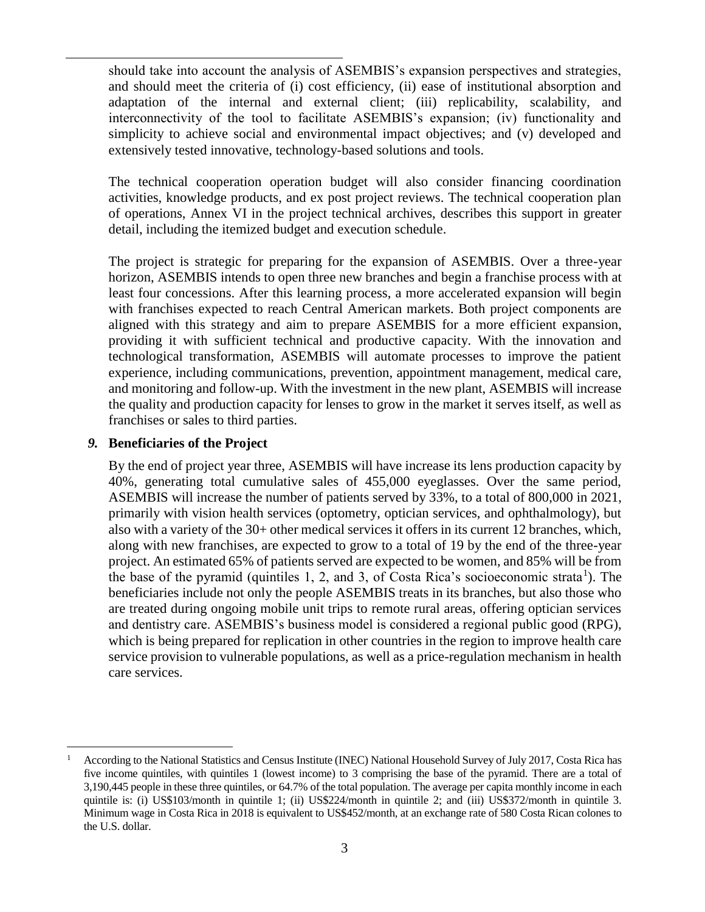should take into account the analysis of ASEMBIS's expansion perspectives and strategies, and should meet the criteria of (i) cost efficiency, (ii) ease of institutional absorption and adaptation of the internal and external client; (iii) replicability, scalability, and interconnectivity of the tool to facilitate ASEMBIS's expansion; (iv) functionality and simplicity to achieve social and environmental impact objectives; and (v) developed and extensively tested innovative, technology-based solutions and tools.

The technical cooperation operation budget will also consider financing coordination activities, knowledge products, and ex post project reviews. The technical cooperation plan of operations, Annex VI in the project technical archives, describes this support in greater detail, including the itemized budget and execution schedule.

The project is strategic for preparing for the expansion of ASEMBIS. Over a three-year horizon, ASEMBIS intends to open three new branches and begin a franchise process with at least four concessions. After this learning process, a more accelerated expansion will begin with franchises expected to reach Central American markets. Both project components are aligned with this strategy and aim to prepare ASEMBIS for a more efficient expansion, providing it with sufficient technical and productive capacity. With the innovation and technological transformation, ASEMBIS will automate processes to improve the patient experience, including communications, prevention, appointment management, medical care, and monitoring and follow-up. With the investment in the new plant, ASEMBIS will increase the quality and production capacity for lenses to grow in the market it serves itself, as well as franchises or sales to third parties.

## *9.* Beneficiaries of the Project

By the end of project year three, ASEMBIS will have increase its lens production capacity by 40%, generating total cumulative sales of 455,000 eyeglasses. Over the same period, ASEMBIS will increase the number of patients served by 33%, to a total of 800,000 in 2021, primarily with vision health services (optometry, optician services, and ophthalmology), but also with a variety of the 30+ other medical services it offers in its current 12 branches, which, along with new franchises, are expected to grow to a total of 19 by the end of the three-year project. An estimated 65% of patients served are expected to be women, and 85% will be from the base of the pyramid (quintiles 1, 2, and 3, of Costa Rica's socioeconomic strata[1]). The beneficiaries include not only the people ASEMBIS treats in its branches, but also those who are treated during ongoing mobile unit trips to remote rural areas, offering optician services and dentistry care. ASEMBIS's business model is considered a regional public good (RPG), which is being prepared for replication in other countries in the region to improve health care service provision to vulnerable populations, as well as a price-regulation mechanism in health care services.

[1] According to the National Statistics and Census Institute (INEC) National Household Survey of July 2017, Costa Rica has five income quintiles, with quintiles 1 (lowest income) to 3 comprising the base of the pyramid. There are a total of 3,190,445 people in these three quintiles, or 64.7% of the total population. The average per capita monthly income in each quintile is: (i) US$103/month in quintile 1; (ii) US$224/month in quintile 2; and (iii) US$372/month in quintile 3. Minimum wage in Costa Rica in 2018 is equivalent to US$452/month, at an exchange rate of 580 Costa Rican colones to the U.S. dollar.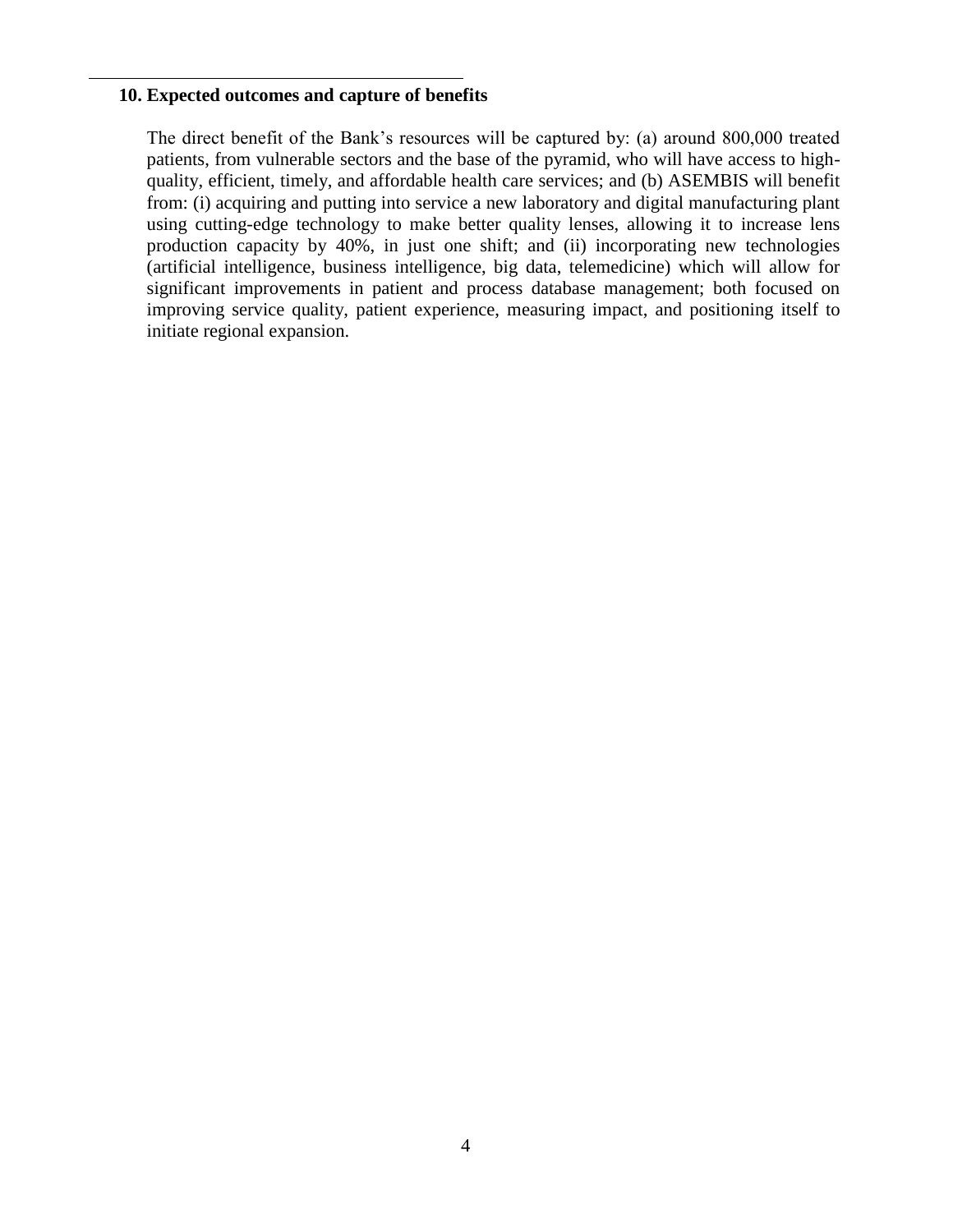## 10. Expected outcomes and capture of benefits

The direct benefit of the Bank's resources will be captured by: (a) around 800,000 treated patients, from vulnerable sectors and the base of the pyramid, who will have access to high-quality, efficient, timely, and affordable health care services; and (b) ASEMBIS will benefit from: (i) acquiring and putting into service a new laboratory and digital manufacturing plant using cutting-edge technology to make better quality lenses, allowing it to increase lens production capacity by 40%, in just one shift; and (ii) incorporating new technologies (artificial intelligence, business intelligence, big data, telemedicine) which will allow for significant improvements in patient and process database management; both focused on improving service quality, patient experience, measuring impact, and positioning itself to initiate regional expansion.